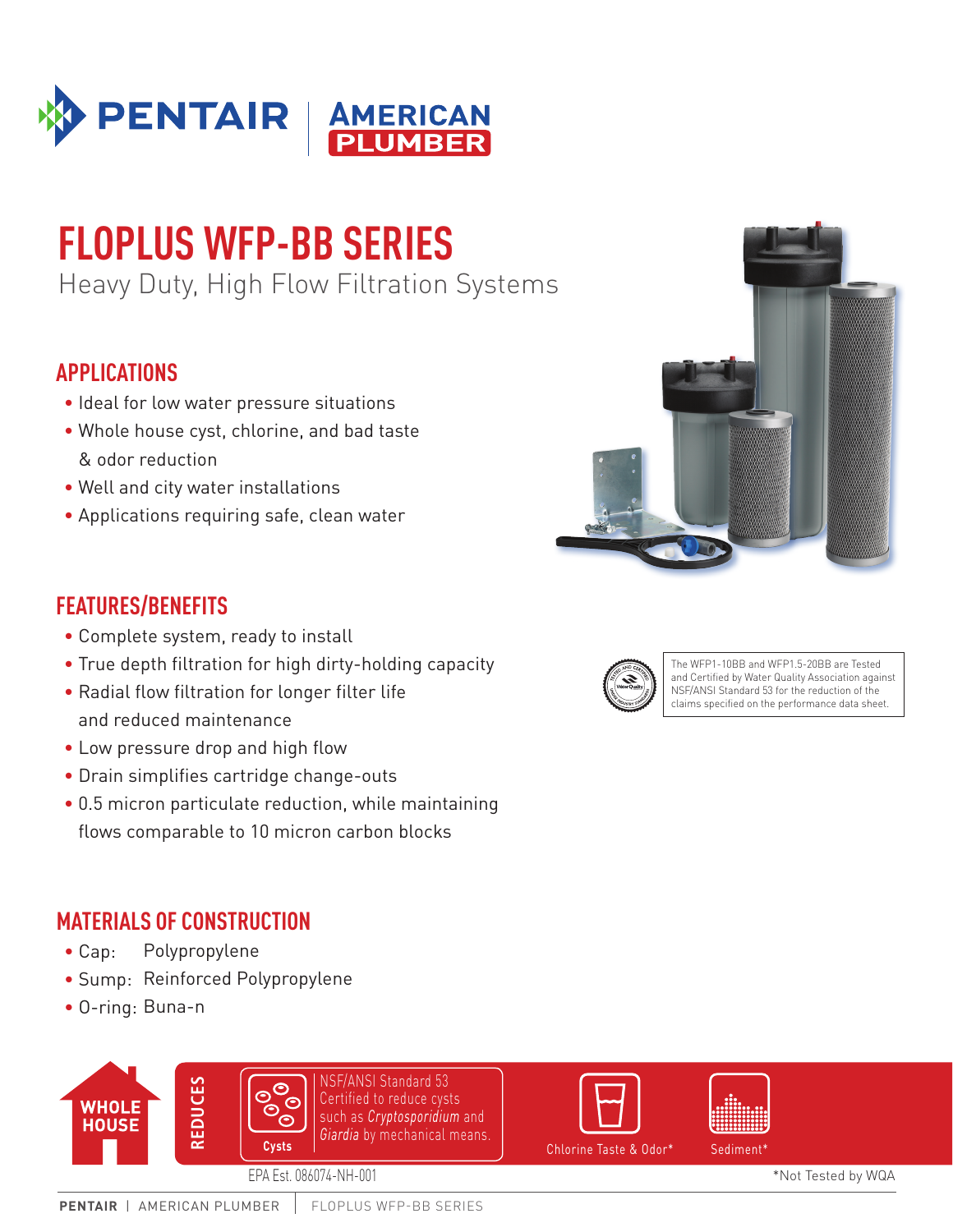PENTAIR | AMERICAN PLUMBER

# FLOPLUS WFP-BB SERIES

Heavy Duty, High Flow Filtration Systems

## APPLICATIONS

- Ideal for low water pressure situations
- Whole house cyst, chlorine, and bad taste & odor reduction
- Well and city water installations
- Applications requiring safe, clean water

## FEATURES/BENEFITS

- Complete system, ready to install
- True depth filtration for high dirty-holding capacity
- Radial flow filtration for longer filter life and reduced maintenance
- Low pressure drop and high flow
- Drain simplifies cartridge change-outs
- 0.5 micron particulate reduction, while maintaining flows comparable to 10 micron carbon blocks

The WFP1-10BB and WFP1.5-20BB are Tested and Certified by Water Quality Association against NSF/ANSI Standard 53 for the reduction of the claims specified on the performance data sheet.

## MATERIALS OF CONSTRUCTION

- Cap: Polypropylene
- Sump: Reinforced Polypropylene
- O-ring: Buna-n

WHOLE HOUSE

REDUCES

Cysts

NSF/ANSI Standard 53 Certified to reduce cysts such as *Cryptosporidium* and *Giardia* by mechanical means.

Chlorine Taste & Odor*

Sediment*

EPA Est. 086074-NH-001

*Not Tested by WQA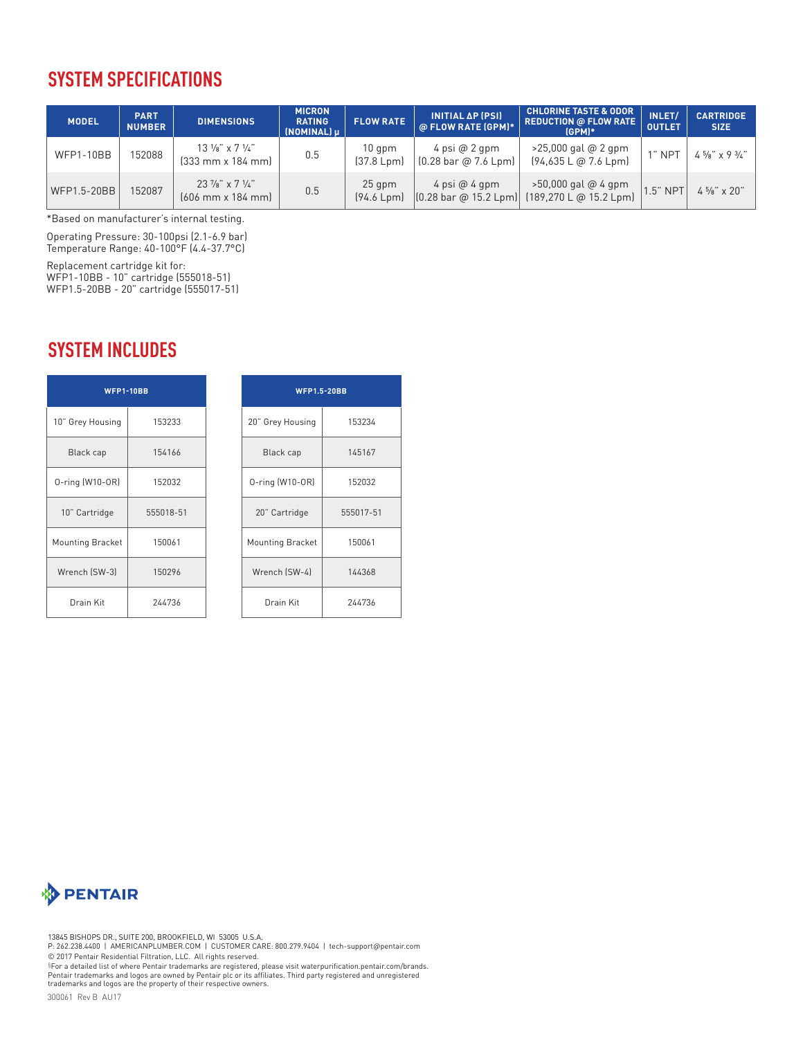## SYSTEM SPECIFICATIONS

| MODEL | PART NUMBER | DIMENSIONS | MICRON RATING (NOMINAL) µ | FLOW RATE | INITIAL ΔP (PSI) @ FLOW RATE (GPM)* | CHLORINE TASTE & ODOR REDUCTION @ FLOW RATE (GPM)* | INLET/ OUTLET | CARTRIDGE SIZE |
|---|---|---|---|---|---|---|---|---|
| WFP1-10BB | 152088 | 13 ⅛" x 7 ¼" (333 mm x 184 mm) | 0.5 | 10 gpm (37.8 Lpm) | 4 psi @ 2 gpm (0.28 bar @ 7.6 Lpm) | >25,000 gal @ 2 gpm (94,635 L @ 7.6 Lpm) | 1" NPT | 4 ⅝" x 9 ¾" |
| WFP1.5-20BB | 152087 | 23 ⅞" x 7 ¼" (606 mm x 184 mm) | 0.5 | 25 gpm (94.6 Lpm) | 4 psi @ 4 gpm (0.28 bar @ 15.2 Lpm) | >50,000 gal @ 4 gpm (189,270 L @ 15.2 Lpm) | 1.5" NPT | 4 ⅝" x 20" |

*Based on manufacturer's internal testing.

Operating Pressure: 30-100psi (2.1-6.9 bar)
Temperature Range: 40-100°F (4.4-37.7°C)

Replacement cartridge kit for:
WFP1-10BB - 10" cartridge (555018-51)
WFP1.5-20BB - 20" cartridge (555017-51)

## SYSTEM INCLUDES

| WFP1-10BB | |
|---|---|
| 10" Grey Housing | 153233 |
| Black cap | 154166 |
| O-ring (W10-OR) | 152032 |
| 10" Cartridge | 555018-51 |
| Mounting Bracket | 150061 |
| Wrench (SW-3) | 150296 |
| Drain Kit | 244736 |

| WFP1.5-20BB | |
|---|---|
| 20" Grey Housing | 153234 |
| Black cap | 145167 |
| O-ring (W10-OR) | 152032 |
| 20" Cartridge | 555017-51 |
| Mounting Bracket | 150061 |
| Wrench (SW-4) | 144368 |
| Drain Kit | 244736 |

PENTAIR

13845 BISHOPS DR., SUITE 200, BROOKFIELD, WI 53005 U.S.A.
P: 262.238.4400 | AMERICANPLUMBER.COM | CUSTOMER CARE: 800.279.9404 | tech-support@pentair.com
© 2017 Pentair Residential Filtration, LLC. All rights reserved.
§For a detailed list of where Pentair trademarks are registered, please visit waterpurification.pentair.com/brands. Pentair trademarks and logos are owned by Pentair plc or its affiliates. Third party registered and unregistered trademarks and logos are the property of their respective owners.

300061 Rev B AU17